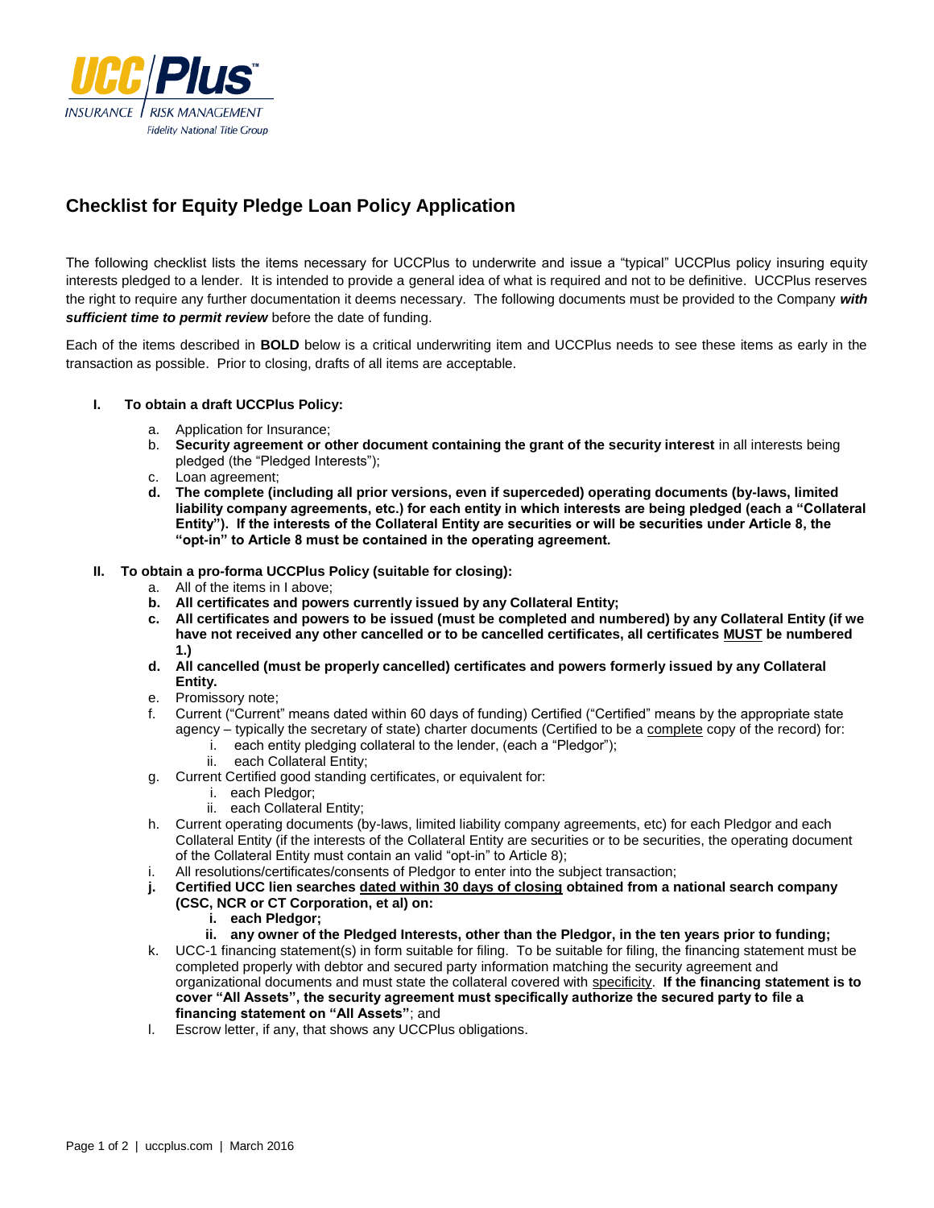UCC Plus™ INSURANCE | RISK MANAGEMENT Fidelity National Title Group

# Checklist for Equity Pledge Loan Policy Application

The following checklist lists the items necessary for UCCPlus to underwrite and issue a "typical" UCCPlus policy insuring equity interests pledged to a lender. It is intended to provide a general idea of what is required and not to be definitive. UCCPlus reserves the right to require any further documentation it deems necessary. The following documents must be provided to the Company ***with sufficient time to permit review*** before the date of funding.

Each of the items described in **BOLD** below is a critical underwriting item and UCCPlus needs to see these items as early in the transaction as possible. Prior to closing, drafts of all items are acceptable.

**I. To obtain a draft UCCPlus Policy:**

a. Application for Insurance;
b. **Security agreement or other document containing the grant of the security interest** in all interests being pledged (the "Pledged Interests");
c. Loan agreement;
d. **The complete (including all prior versions, even if superceded) operating documents (by-laws, limited liability company agreements, etc.) for each entity in which interests are being pledged (each a "Collateral Entity"). If the interests of the Collateral Entity are securities or will be securities under Article 8, the "opt-in" to Article 8 must be contained in the operating agreement.**

**II. To obtain a pro-forma UCCPlus Policy (suitable for closing):**

a. All of the items in I above;
b. **All certificates and powers currently issued by any Collateral Entity;**
c. **All certificates and powers to be issued (must be completed and numbered) by any Collateral Entity (if we have not received any other cancelled or to be cancelled certificates, all certificates MUST be numbered 1.)**
d. **All cancelled (must be properly cancelled) certificates and powers formerly issued by any Collateral Entity.**
e. Promissory note;
f. Current ("Current" means dated within 60 days of funding) Certified ("Certified" means by the appropriate state agency – typically the secretary of state) charter documents (Certified to be a complete copy of the record) for:
   i. each entity pledging collateral to the lender, (each a "Pledgor");
   ii. each Collateral Entity;
g. Current Certified good standing certificates, or equivalent for:
   i. each Pledgor;
   ii. each Collateral Entity;
h. Current operating documents (by-laws, limited liability company agreements, etc) for each Pledgor and each Collateral Entity (if the interests of the Collateral Entity are securities or to be securities, the operating document of the Collateral Entity must contain an valid "opt-in" to Article 8);
i. All resolutions/certificates/consents of Pledgor to enter into the subject transaction;
j. **Certified UCC lien searches dated within 30 days of closing obtained from a national search company (CSC, NCR or CT Corporation, et al) on:**
   **i. each Pledgor;**
   **ii. any owner of the Pledged Interests, other than the Pledgor, in the ten years prior to funding;**
k. UCC-1 financing statement(s) in form suitable for filing. To be suitable for filing, the financing statement must be completed properly with debtor and secured party information matching the security agreement and organizational documents and must state the collateral covered with specificity. **If the financing statement is to cover "All Assets", the security agreement must specifically authorize the secured party to file a financing statement on "All Assets"**; and
l. Escrow letter, if any, that shows any UCCPlus obligations.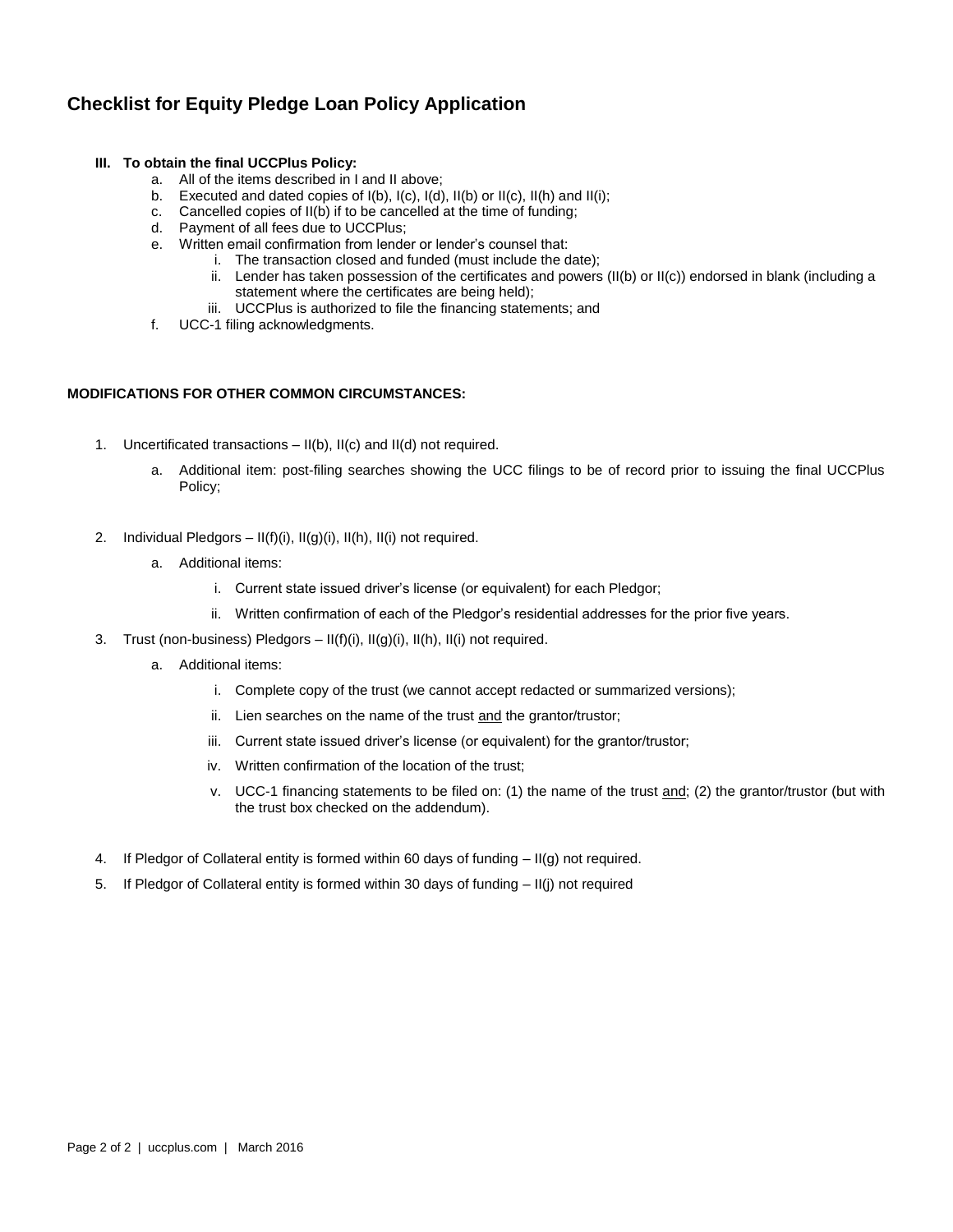## Checklist for Equity Pledge Loan Policy Application

**III. To obtain the final UCCPlus Policy:**

a. All of the items described in I and II above;
b. Executed and dated copies of I(b), I(c), I(d), II(b) or II(c), II(h) and II(i);
c. Cancelled copies of II(b) if to be cancelled at the time of funding;
d. Payment of all fees due to UCCPlus;
e. Written email confirmation from lender or lender's counsel that:
    i. The transaction closed and funded (must include the date);
    ii. Lender has taken possession of the certificates and powers (II(b) or II(c)) endorsed in blank (including a statement where the certificates are being held);
    iii. UCCPlus is authorized to file the financing statements; and
f. UCC-1 filing acknowledgments.

**MODIFICATIONS FOR OTHER COMMON CIRCUMSTANCES:**

1. Uncertificated transactions – II(b), II(c) and II(d) not required.
    a. Additional item: post-filing searches showing the UCC filings to be of record prior to issuing the final UCCPlus Policy;
2. Individual Pledgors – II(f)(i), II(g)(i), II(h), II(i) not required.
    a. Additional items:
        i. Current state issued driver's license (or equivalent) for each Pledgor;
        ii. Written confirmation of each of the Pledgor's residential addresses for the prior five years.
3. Trust (non-business) Pledgors – II(f)(i), II(g)(i), II(h), II(i) not required.
    a. Additional items:
        i. Complete copy of the trust (we cannot accept redacted or summarized versions);
        ii. Lien searches on the name of the trust and the grantor/trustor;
        iii. Current state issued driver's license (or equivalent) for the grantor/trustor;
        iv. Written confirmation of the location of the trust;
        v. UCC-1 financing statements to be filed on: (1) the name of the trust and; (2) the grantor/trustor (but with the trust box checked on the addendum).
4. If Pledgor of Collateral entity is formed within 60 days of funding – II(g) not required.
5. If Pledgor of Collateral entity is formed within 30 days of funding – II(j) not required